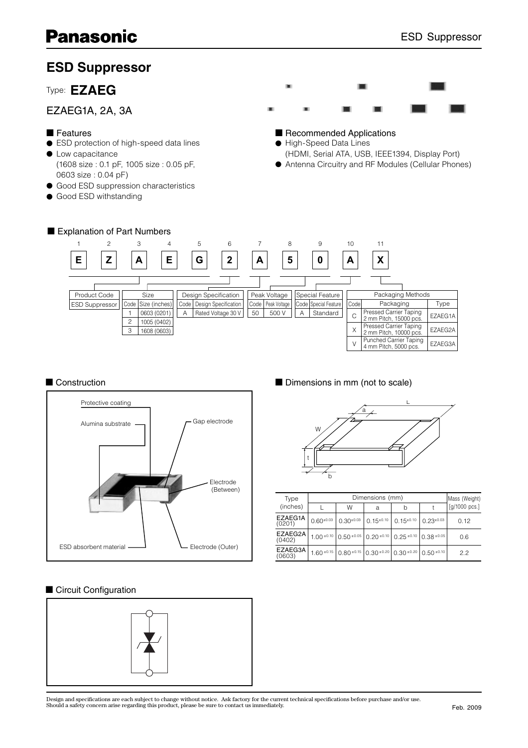# ESD Suppressor

Type: **EZAEG**

EZAEG1A, 2A, 3A

## ■ Features

- ESD protection of high-speed data lines
- Low capacitance
  (1608 size : 0.1 pF, 1005 size : 0.05 pF, 0603 size : 0.04 pF)
- Good ESD suppression characteristics
- Good ESD withstanding

## ■ Recommended Applications

- High-Speed Data Lines
  (HDMI, Serial ATA, USB, IEEE1394, Display Port)
- Antenna Circuitry and RF Modules (Cellular Phones)

## ■ Explanation of Part Numbers

| 1 | 2 | 3 | 4 | 5 | 6 | 7 | 8 | 9 | 10 | 11 |
|---|---|---|---|---|---|---|---|---|---|---|
| E | Z | A | E | G | 2 | A | 5 | 0 | A | X |

**Product Code**

| Product Code |
|---|
| ESD Suppressor |

**Size**

| Code | Size (inches) |
|---|---|
| 1 | 0603 (0201) |
| 2 | 1005 (0402) |
| 3 | 1608 (0603) |

**Design Specification**

| Code | Design Specification |
|---|---|
| A | Rated Voltage 30 V |

**Peak Voltage**

| Code | Peak Voltage |
|---|---|
| 50 | 500 V |

**Special Feature**

| Code | Special Feature |
|---|---|
| A | Standard |

**Packaging Methods**

| Code | Packaging | Type |
|---|---|---|
| C | Pressed Carrier Taping 2 mm Pitch, 15000 pcs. | EZAEG1A |
| X | Pressed Carrier Taping 2 mm Pitch, 10000 pcs. | EZAEG2A |
| V | Punched Carrier Taping 4 mm Pitch, 5000 pcs. | EZAEG3A |

## ■ Construction

Protective coating
Alumina substrate
Gap electrode
Electrode (Between)
ESD absorbent material
Electrode (Outer)

## ■ Dimensions in mm (not to scale)

| Type (inches) | Dimensions (mm) | | | | | Mass (Weight) [g/1000 pcs.] |
|---|---|---|---|---|---|---|
| | L | W | a | b | t | |
| EZAEG1A (0201) | $0.60^{\pm0.03}$ | $0.30^{\pm0.03}$ | $0.15^{\pm0.10}$ | $0.15^{\pm0.10}$ | $0.23^{\pm0.03}$ | 0.12 |
| EZAEG2A (0402) | $1.00^{\pm0.10}$ | $0.50^{\pm0.05}$ | $0.20^{\pm0.10}$ | $0.25^{\pm0.10}$ | $0.38^{\pm0.05}$ | 0.6 |
| EZAEG3A (0603) | $1.60^{\pm0.15}$ | $0.80^{\pm0.15}$ | $0.30^{\pm0.20}$ | $0.30^{\pm0.20}$ | $0.50^{\pm0.10}$ | 2.2 |

## ■ Circuit Configuration

Design and specifications are each subject to change without notice. Ask factory for the current technical specifications before purchase and/or use.
Should a safety concern arise regarding this product, please be sure to contact us immediately.

Feb. 2009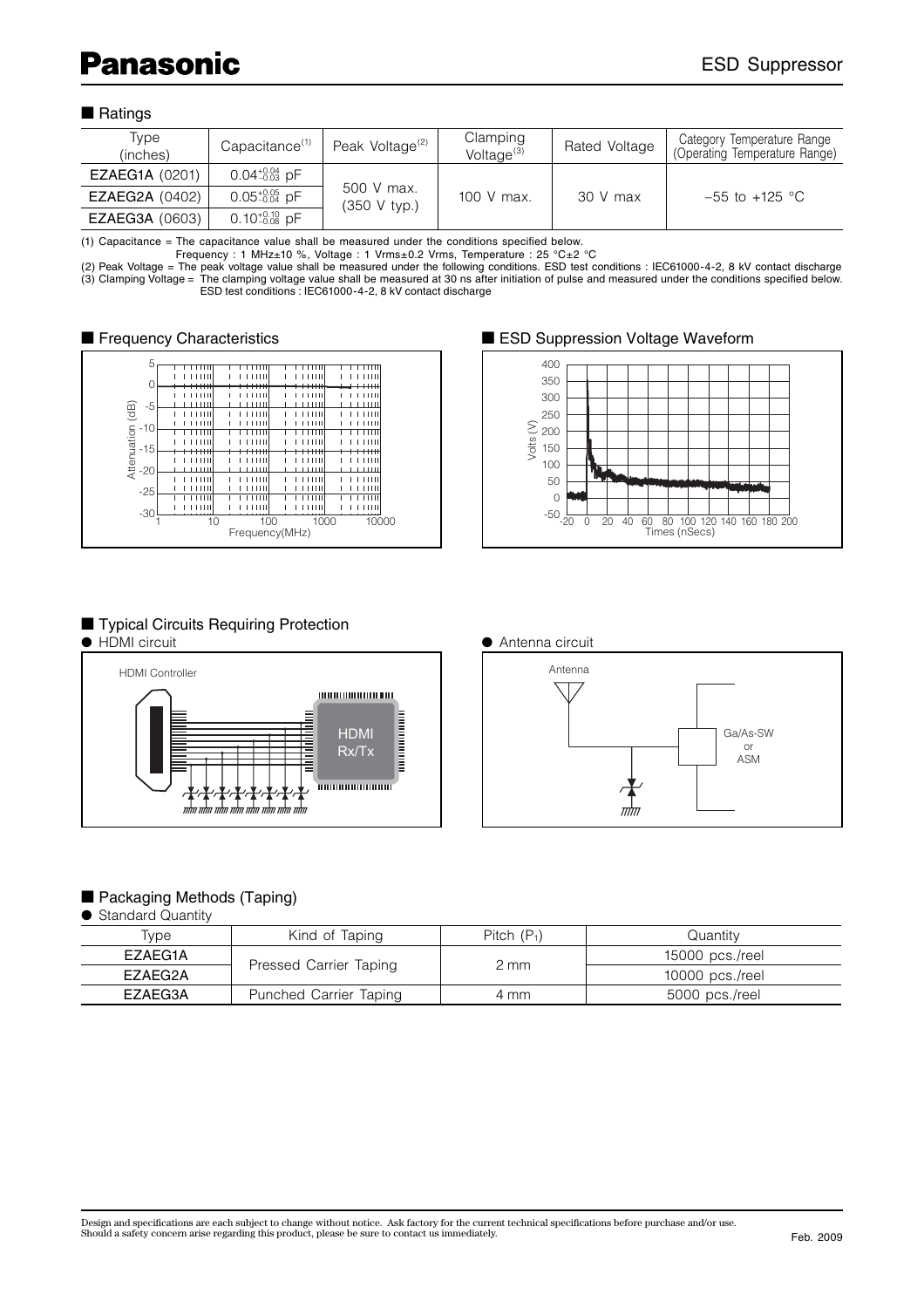# ESD Suppressor

## Ratings

| Type (inches) | Capacitance(1) | Peak Voltage(2) | Clamping Voltage(3) | Rated Voltage | Category Temperature Range (Operating Temperature Range) |
|---|---|---|---|---|---|
| EZAEG1A (0201) | $0.04^{+0.04}_{-0.03}$ pF | 500 V max. (350 V typ.) | 100 V max. | 30 V max | –55 to +125 °C |
| EZAEG2A (0402) | $0.05^{+0.05}_{-0.04}$ pF | | | | |
| EZAEG3A (0603) | $0.10^{+0.10}_{-0.08}$ pF | | | | |

(1) Capacitance = The capacitance value shall be measured under the conditions specified below.
Frequency : 1 MHz±10 %, Voltage : 1 Vrms±0.2 Vrms, Temperature : 25 °C±2 °C
(2) Peak Voltage = The peak voltage value shall be measured under the following conditions. ESD test conditions : IEC61000-4-2, 8 kV contact discharge
(3) Clamping Voltage = The clamping voltage value shall be measured at 30 ns after initiation of pulse and measured under the conditions specified below.
ESD test conditions : IEC61000-4-2, 8 kV contact discharge

## Frequency Characteristics

## ESD Suppression Voltage Waveform

## Typical Circuits Requiring Protection

- HDMI circuit
- Antenna circuit

## Packaging Methods (Taping)

- Standard Quantity

| Type | Kind of Taping | Pitch ($P_1$) | Quantity |
|---|---|---|---|
| EZAEG1A | Pressed Carrier Taping | 2 mm | 15000 pcs./reel |
| EZAEG2A | | | 10000 pcs./reel |
| EZAEG3A | Punched Carrier Taping | 4 mm | 5000 pcs./reel |

Design and specifications are each subject to change without notice. Ask factory for the current technical specifications before purchase and/or use.
Should a safety concern arise regarding this product, please be sure to contact us immediately.

Feb. 2009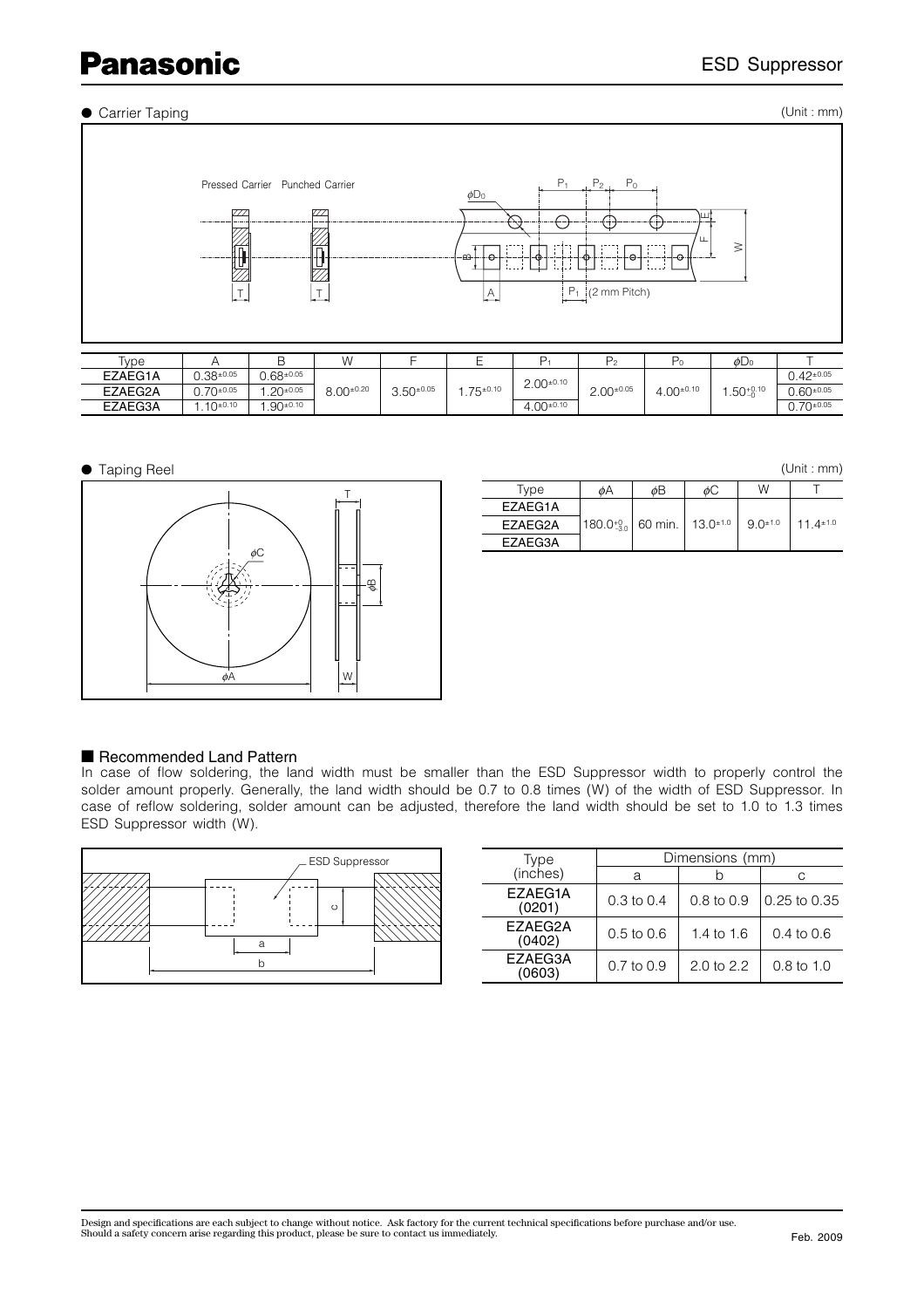● Carrier Taping

(Unit : mm)

| Type | A | B | W | F | E | $P_1$ | $P_2$ | $P_0$ | $\phi D_0$ | T |
|---|---|---|---|---|---|---|---|---|---|---|
| EZAEG1A | $0.38^{\pm0.05}$ | $0.68^{\pm0.05}$ | $8.00^{\pm0.20}$ | $3.50^{\pm0.05}$ | $1.75^{\pm0.10}$ | $2.00^{\pm0.10}$ | $2.00^{\pm0.05}$ | $4.00^{\pm0.10}$ | $1.50^{+0.10}_{-0}$ | $0.42^{\pm0.05}$ |
| EZAEG2A | $0.70^{\pm0.05}$ | $1.20^{\pm0.05}$ | | | | | | | | $0.60^{\pm0.05}$ |
| EZAEG3A | $1.10^{\pm0.10}$ | $1.90^{\pm0.10}$ | | | | $4.00^{\pm0.10}$ | | | | $0.70^{\pm0.05}$ |

● Taping Reel

(Unit : mm)

| Type | $\phi A$ | $\phi B$ | $\phi C$ | W | T |
|---|---|---|---|---|---|
| EZAEG1A | $180.0^{+0}_{-3.0}$ | 60 min. | $13.0^{\pm1.0}$ | $9.0^{\pm1.0}$ | $11.4^{\pm1.0}$ |
| EZAEG2A | | | | | |
| EZAEG3A | | | | | |

## ■ Recommended Land Pattern

In case of flow soldering, the land width must be smaller than the ESD Suppressor width to properly control the solder amount properly. Generally, the land width should be 0.7 to 0.8 times (W) of the width of ESD Suppressor. In case of reflow soldering, solder amount can be adjusted, therefore the land width should be set to 1.0 to 1.3 times ESD Suppressor width (W).

| Type (inches) | Dimensions (mm) | | |
|---|---|---|---|
| | a | b | c |
| EZAEG1A (0201) | 0.3 to 0.4 | 0.8 to 0.9 | 0.25 to 0.35 |
| EZAEG2A (0402) | 0.5 to 0.6 | 1.4 to 1.6 | 0.4 to 0.6 |
| EZAEG3A (0603) | 0.7 to 0.9 | 2.0 to 2.2 | 0.8 to 1.0 |

Design and specifications are each subject to change without notice. Ask factory for the current technical specifications before purchase and/or use.
Should a safety concern arise regarding this product, please be sure to contact us immediately.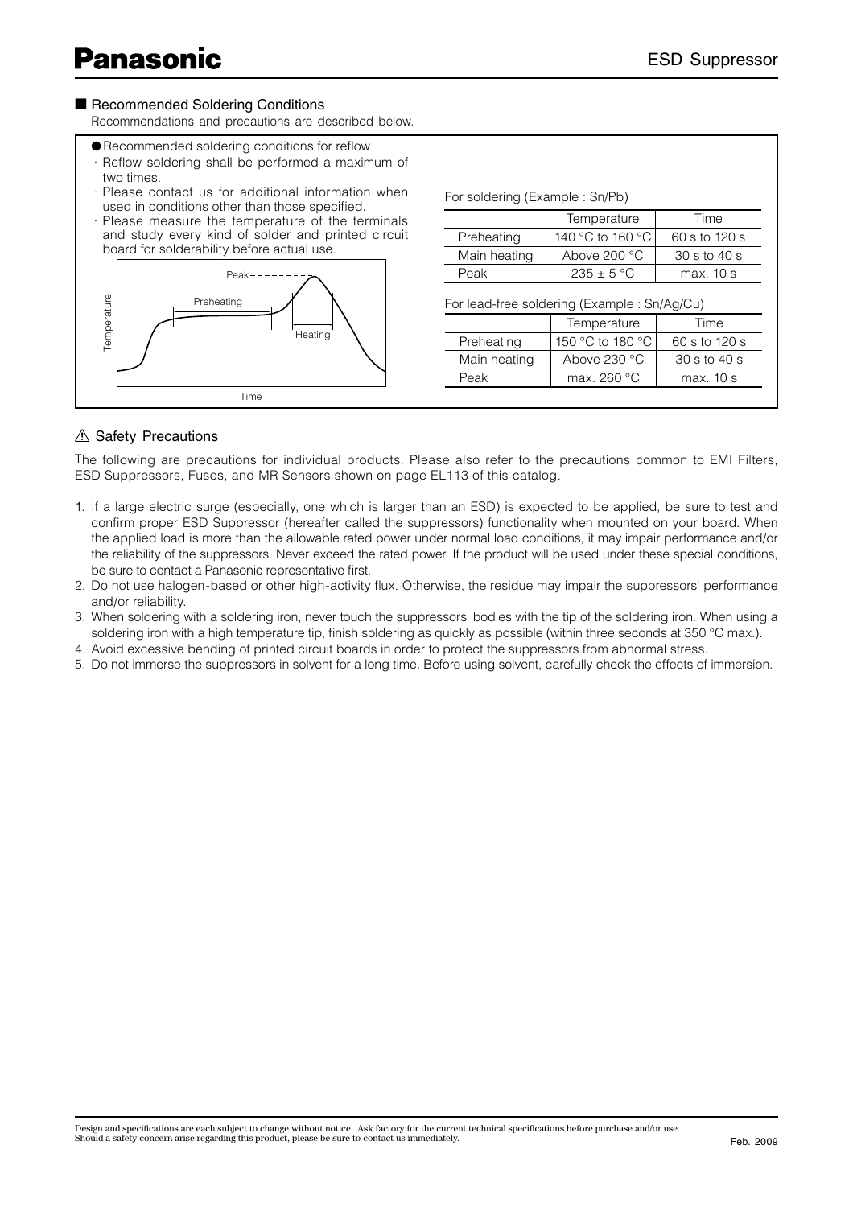## ■ Recommended Soldering Conditions

Recommendations and precautions are described below.

● Recommended soldering conditions for reflow

- · Reflow soldering shall be performed a maximum of two times.
- · Please contact us for additional information when used in conditions other than those specified.
- · Please measure the temperature of the terminals and study every kind of solder and printed circuit board for solderability before actual use.

For soldering (Example : Sn/Pb)

| | Temperature | Time |
|---|---|---|
| Preheating | 140 °C to 160 °C | 60 s to 120 s |
| Main heating | Above 200 °C | 30 s to 40 s |
| Peak | 235 ± 5 °C | max. 10 s |

For lead-free soldering (Example : Sn/Ag/Cu)

| | Temperature | Time |
|---|---|---|
| Preheating | 150 °C to 180 °C | 60 s to 120 s |
| Main heating | Above 230 °C | 30 s to 40 s |
| Peak | max. 260 °C | max. 10 s |

## ⚠ Safety Precautions

The following are precautions for individual products. Please also refer to the precautions common to EMI Filters, ESD Suppressors, Fuses, and MR Sensors shown on page EL113 of this catalog.

1. If a large electric surge (especially, one which is larger than an ESD) is expected to be applied, be sure to test and confirm proper ESD Suppressor (hereafter called the suppressors) functionality when mounted on your board. When the applied load is more than the allowable rated power under normal load conditions, it may impair performance and/or the reliability of the suppressors. Never exceed the rated power. If the product will be used under these special conditions, be sure to contact a Panasonic representative first.
2. Do not use halogen-based or other high-activity flux. Otherwise, the residue may impair the suppressors' performance and/or reliability.
3. When soldering with a soldering iron, never touch the suppressors' bodies with the tip of the soldering iron. When using a soldering iron with a high temperature tip, finish soldering as quickly as possible (within three seconds at 350 °C max.).
4. Avoid excessive bending of printed circuit boards in order to protect the suppressors from abnormal stress.
5. Do not immerse the suppressors in solvent for a long time. Before using solvent, carefully check the effects of immersion.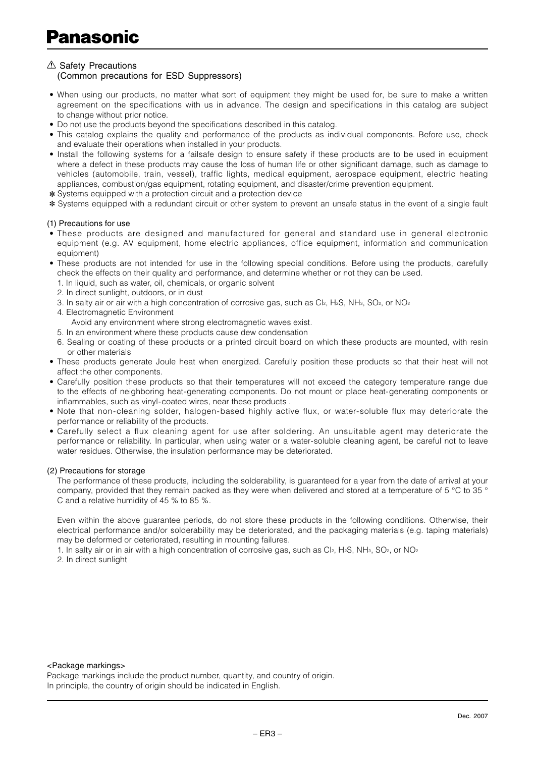# Panasonic

## ⚠ Safety Precautions
(Common precautions for ESD Suppressors)

- When using our products, no matter what sort of equipment they might be used for, be sure to make a written agreement on the specifications with us in advance. The design and specifications in this catalog are subject to change without prior notice.
- Do not use the products beyond the specifications described in this catalog.
- This catalog explains the quality and performance of the products as individual components. Before use, check and evaluate their operations when installed in your products.
- Install the following systems for a failsafe design to ensure safety if these products are to be used in equipment where a defect in these products may cause the loss of human life or other significant damage, such as damage to vehicles (automobile, train, vessel), traffic lights, medical equipment, aerospace equipment, electric heating appliances, combustion/gas equipment, rotating equipment, and disaster/crime prevention equipment.

✻ Systems equipped with a protection circuit and a protection device

✻ Systems equipped with a redundant circuit or other system to prevent an unsafe status in the event of a single fault

### (1) Precautions for use

- These products are designed and manufactured for general and standard use in general electronic equipment (e.g. AV equipment, home electric appliances, office equipment, information and communication equipment)
- These products are not intended for use in the following special conditions. Before using the products, carefully check the effects on their quality and performance, and determine whether or not they can be used.
  1. In liquid, such as water, oil, chemicals, or organic solvent
  2. In direct sunlight, outdoors, or in dust
  3. In salty air or air with a high concentration of corrosive gas, such as $Cl_2$, $H_2S$, $NH_3$, $SO_2$, or $NO_2$
  4. Electromagnetic Environment
     Avoid any environment where strong electromagnetic waves exist.
  5. In an environment where these products cause dew condensation
  6. Sealing or coating of these products or a printed circuit board on which these products are mounted, with resin or other materials
- These products generate Joule heat when energized. Carefully position these products so that their heat will not affect the other components.
- Carefully position these products so that their temperatures will not exceed the category temperature range due to the effects of neighboring heat-generating components. Do not mount or place heat-generating components or inflammables, such as vinyl-coated wires, near these products .
- Note that non-cleaning solder, halogen-based highly active flux, or water-soluble flux may deteriorate the performance or reliability of the products.
- Carefully select a flux cleaning agent for use after soldering. An unsuitable agent may deteriorate the performance or reliability. In particular, when using water or a water-soluble cleaning agent, be careful not to leave water residues. Otherwise, the insulation performance may be deteriorated.

### (2) Precautions for storage

The performance of these products, including the solderability, is guaranteed for a year from the date of arrival at your company, provided that they remain packed as they were when delivered and stored at a temperature of 5 °C to 35 °C and a relative humidity of 45 % to 85 %.

Even within the above guarantee periods, do not store these products in the following conditions. Otherwise, their electrical performance and/or solderability may be deteriorated, and the packaging materials (e.g. taping materials) may be deformed or deteriorated, resulting in mounting failures.

1. In salty air or in air with a high concentration of corrosive gas, such as $Cl_2$, $H_2S$, $NH_3$, $SO_2$, or $NO_2$
2. In direct sunlight

<Package markings>
Package markings include the product number, quantity, and country of origin.
In principle, the country of origin should be indicated in English.

Dec. 2007